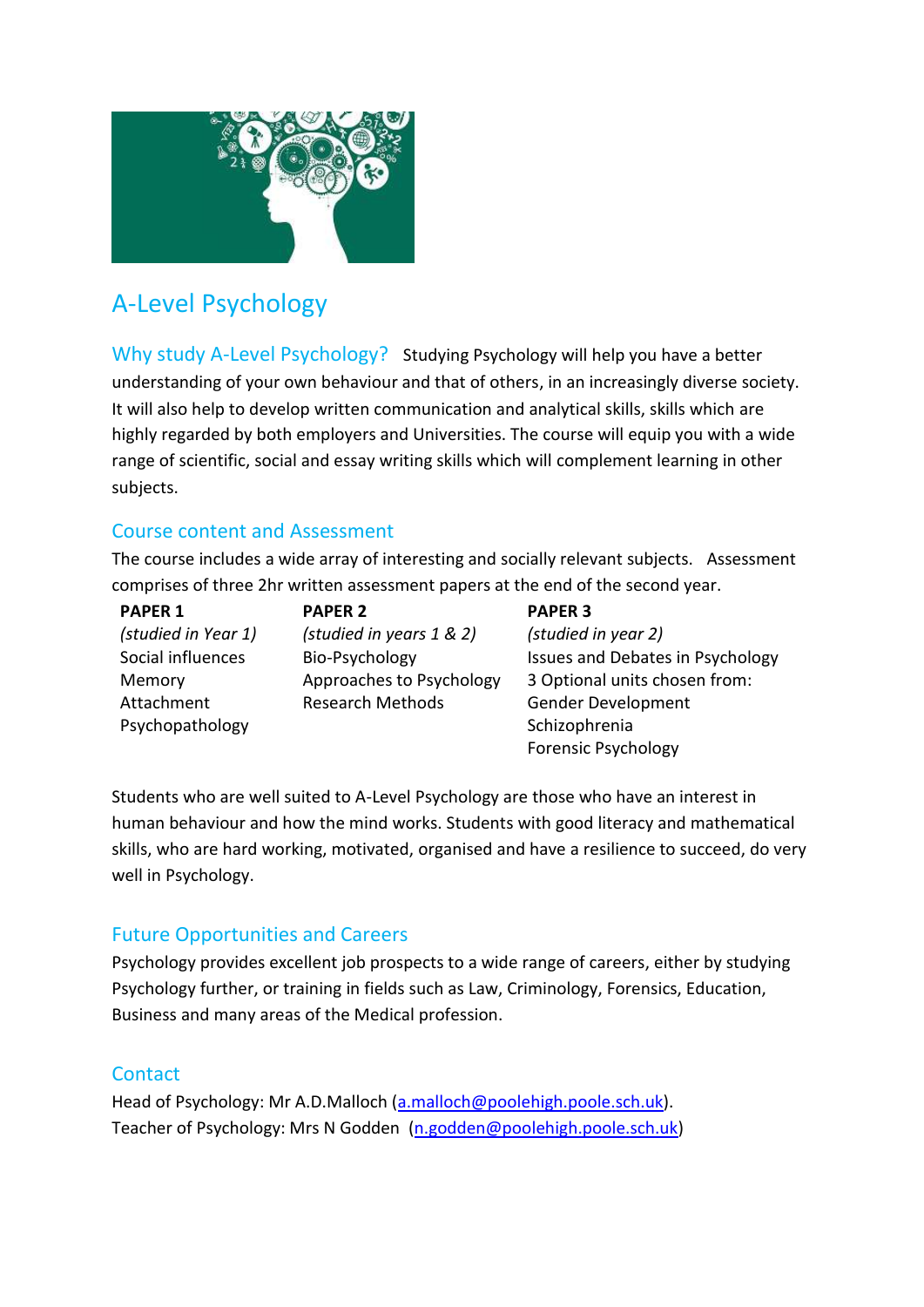# A-Level Psychology

**Why study A-Level Psychology?** Studying Psychology will help you have a better understanding of your own behaviour and that of others, in an increasingly diverse society. It will also help to develop written communication and analytical skills, skills which are highly regarded by both employers and Universities. The course will equip you with a wide range of scientific, social and essay writing skills which will complement learning in other subjects.

## Course content and Assessment

The course includes a wide array of interesting and socially relevant subjects. Assessment comprises of three 2hr written assessment papers at the end of the second year.

| PAPER 1 | PAPER 2 | PAPER 3 |
|---|---|---|
| *(studied in Year 1)* | *(studied in years 1 & 2)* | *(studied in year 2)* |
| Social influences | Bio-Psychology | Issues and Debates in Psychology |
| Memory | Approaches to Psychology | 3 Optional units chosen from: |
| Attachment | Research Methods | Gender Development |
| Psychopathology | | Schizophrenia |
| | | Forensic Psychology |

Students who are well suited to A-Level Psychology are those who have an interest in human behaviour and how the mind works. Students with good literacy and mathematical skills, who are hard working, motivated, organised and have a resilience to succeed, do very well in Psychology.

## Future Opportunities and Careers

Psychology provides excellent job prospects to a wide range of careers, either by studying Psychology further, or training in fields such as Law, Criminology, Forensics, Education, Business and many areas of the Medical profession.

## Contact

Head of Psychology: Mr A.D.Malloch (a.malloch@poolehigh.poole.sch.uk).
Teacher of Psychology: Mrs N Godden (n.godden@poolehigh.poole.sch.uk)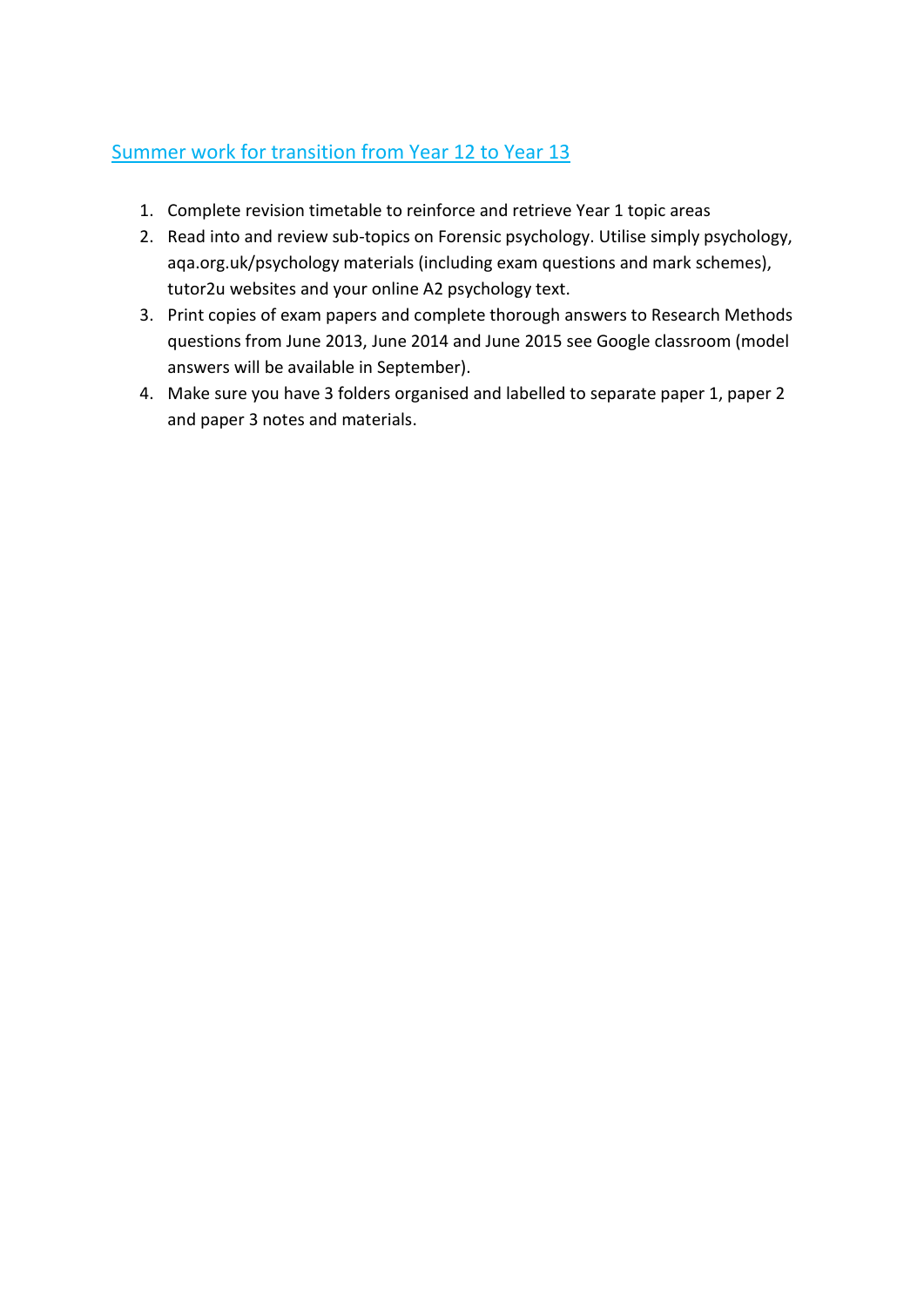## Summer work for transition from Year 12 to Year 13

1. Complete revision timetable to reinforce and retrieve Year 1 topic areas
2. Read into and review sub-topics on Forensic psychology. Utilise simply psychology, aqa.org.uk/psychology materials (including exam questions and mark schemes), tutor2u websites and your online A2 psychology text.
3. Print copies of exam papers and complete thorough answers to Research Methods questions from June 2013, June 2014 and June 2015 see Google classroom (model answers will be available in September).
4. Make sure you have 3 folders organised and labelled to separate paper 1, paper 2 and paper 3 notes and materials.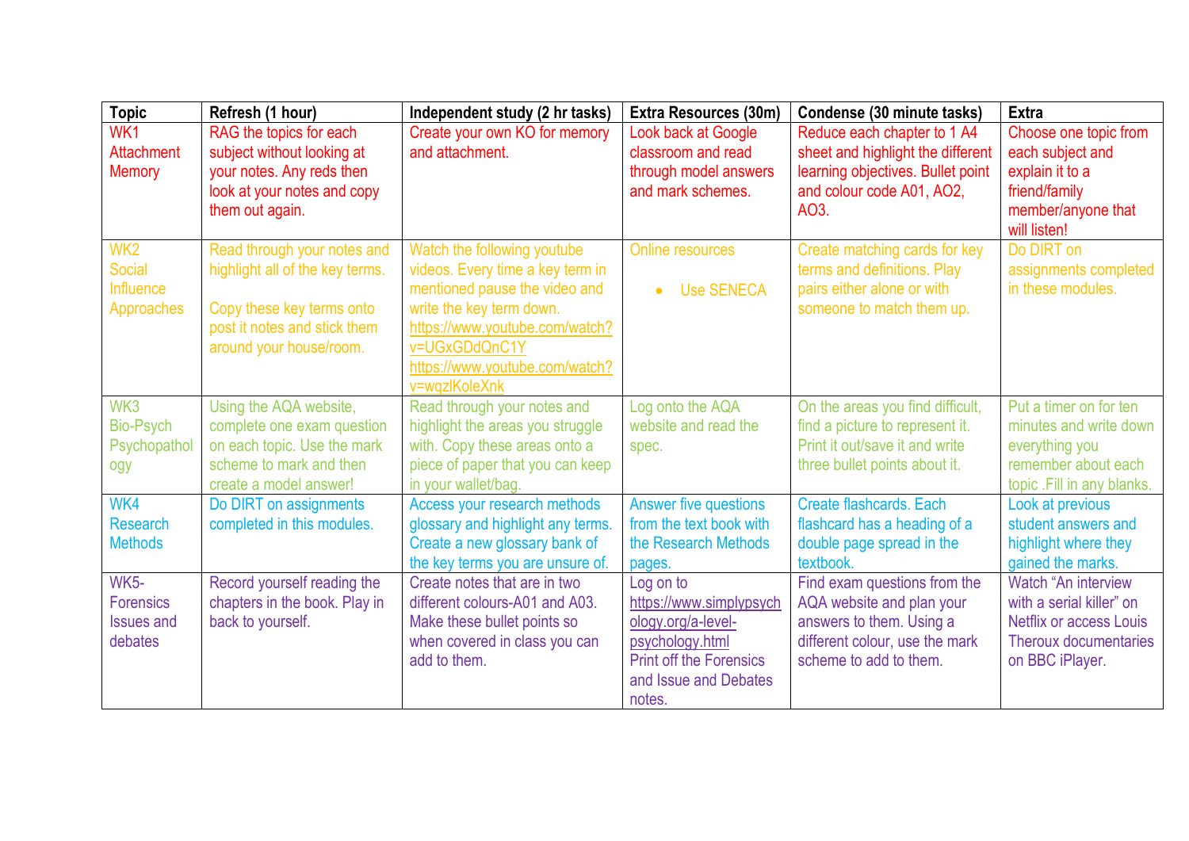| Topic | Refresh (1 hour) | Independent study (2 hr tasks) | Extra Resources (30m) | Condense (30 minute tasks) | Extra |
|---|---|---|---|---|---|
| WK1 Attachment Memory | RAG the topics for each subject without looking at your notes. Any reds then look at your notes and copy them out again. | Create your own KO for memory and attachment. | Look back at Google classroom and read through model answers and mark schemes. | Reduce each chapter to 1 A4 sheet and highlight the different learning objectives. Bullet point and colour code A01, AO2, AO3. | Choose one topic from each subject and explain it to a friend/family member/anyone that will listen! |
| WK2 Social Influence Approaches | Read through your notes and highlight all of the key terms.<br><br>Copy these key terms onto post it notes and stick them around your house/room. | Watch the following youtube videos. Every time a key term in mentioned pause the video and write the key term down. https://www.youtube.com/watch?v=UGxGDdQnC1Y https://www.youtube.com/watch?v=wqzlKoleXnk | Online resources<br><br>• Use SENECA | Create matching cards for key terms and definitions. Play pairs either alone or with someone to match them up. | Do DIRT on assignments completed in these modules. |
| WK3 Bio-Psych Psychopathology | Using the AQA website, complete one exam question on each topic. Use the mark scheme to mark and then create a model answer! | Read through your notes and highlight the areas you struggle with. Copy these areas onto a piece of paper that you can keep in your wallet/bag. | Log onto the AQA website and read the spec. | On the areas you find difficult, find a picture to represent it. Print it out/save it and write three bullet points about it. | Put a timer on for ten minutes and write down everything you remember about each topic .Fill in any blanks. |
| WK4 Research Methods | Do DIRT on assignments completed in this modules. | Access your research methods glossary and highlight any terms. Create a new glossary bank of the key terms you are unsure of. | Answer five questions from the text book with the Research Methods pages. | Create flashcards. Each flashcard has a heading of a double page spread in the textbook. | Look at previous student answers and highlight where they gained the marks. |
| WK5- Forensics Issues and debates | Record yourself reading the chapters in the book. Play in back to yourself. | Create notes that are in two different colours-A01 and A03. Make these bullet points so when covered in class you can add to them. | Log on to https://www.simplypsychology.org/a-level-psychology.html Print off the Forensics and Issue and Debates notes. | Find exam questions from the AQA website and plan your answers to them. Using a different colour, use the mark scheme to add to them. | Watch "An interview with a serial killer" on Netflix or access Louis Theroux documentaries on BBC iPlayer. |